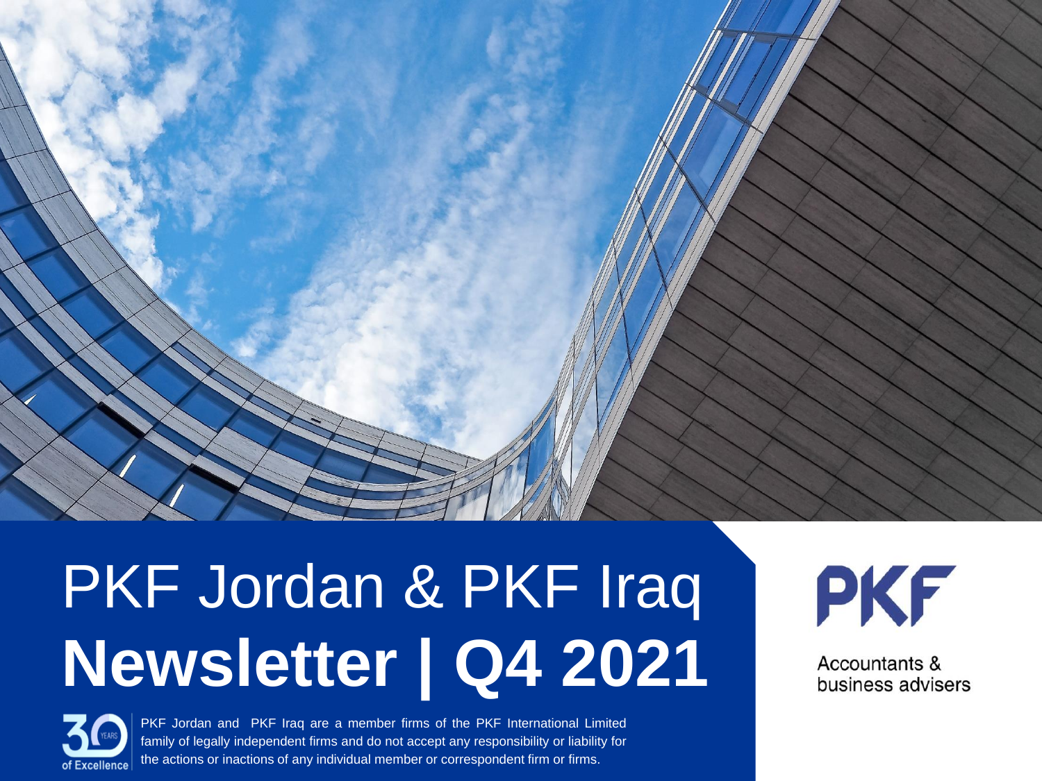# PKF Jordan & PKF Iraq **Newsletter | Q4 2021**

PKF

Accountants & business advisers

30 YEARS of Excellence

PKF Jordan and PKF Iraq are a member firms of the PKF International Limited family of legally independent firms and do not accept any responsibility or liability for the actions or inactions of any individual member or correspondent firm or firms.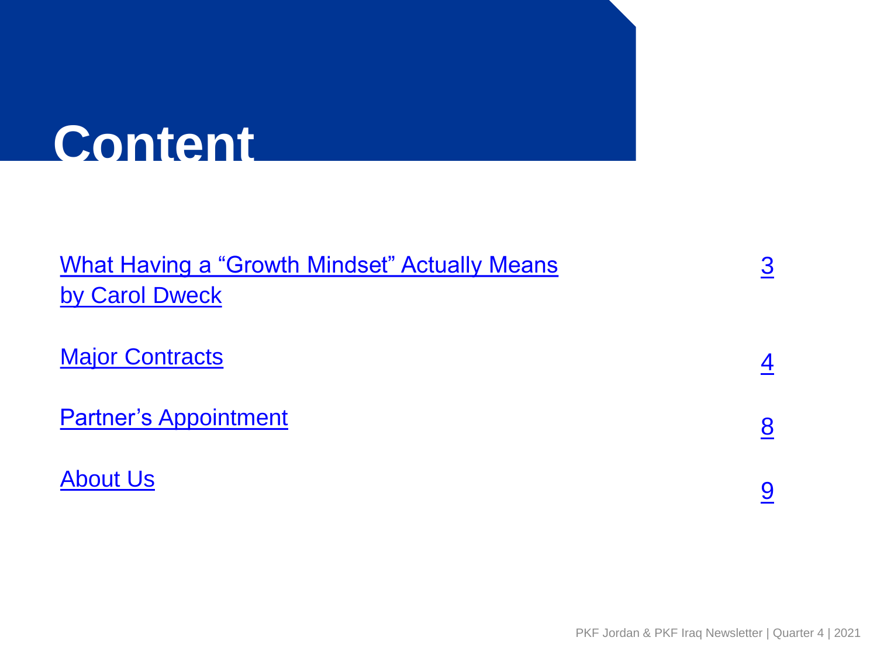# Content

| | |
|---|---|
| What Having a "Growth Mindset" Actually Means by Carol Dweck | 3 |
| Major Contracts | 4 |
| Partner's Appointment | 8 |
| About Us | 9 |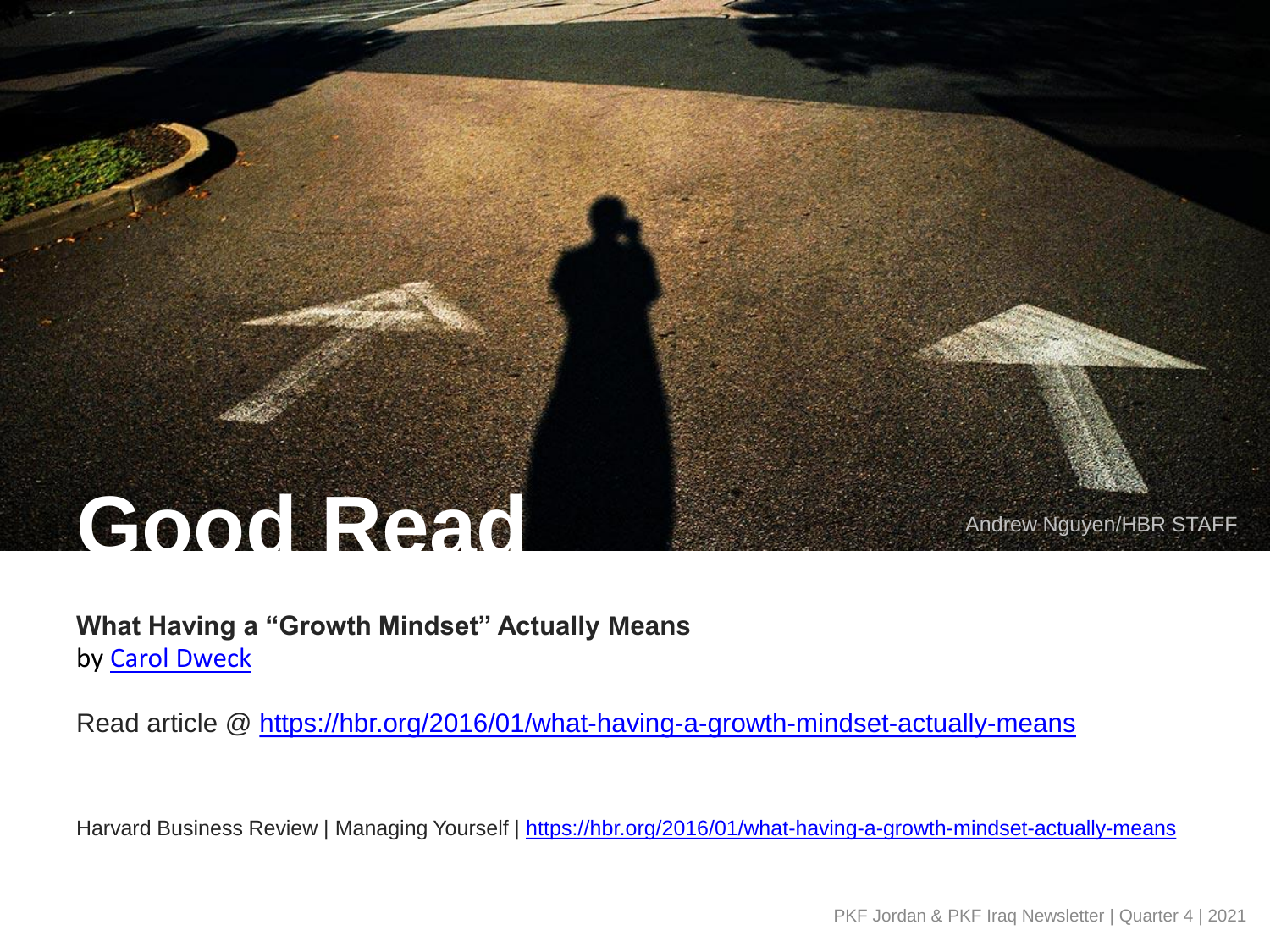# Good Read

Andrew Nguyen/HBR STAFF

**What Having a "Growth Mindset" Actually Means**
by [Carol Dweck]

Read article @ https://hbr.org/2016/01/what-having-a-growth-mindset-actually-means

Harvard Business Review | Managing Yourself | https://hbr.org/2016/01/what-having-a-growth-mindset-actually-means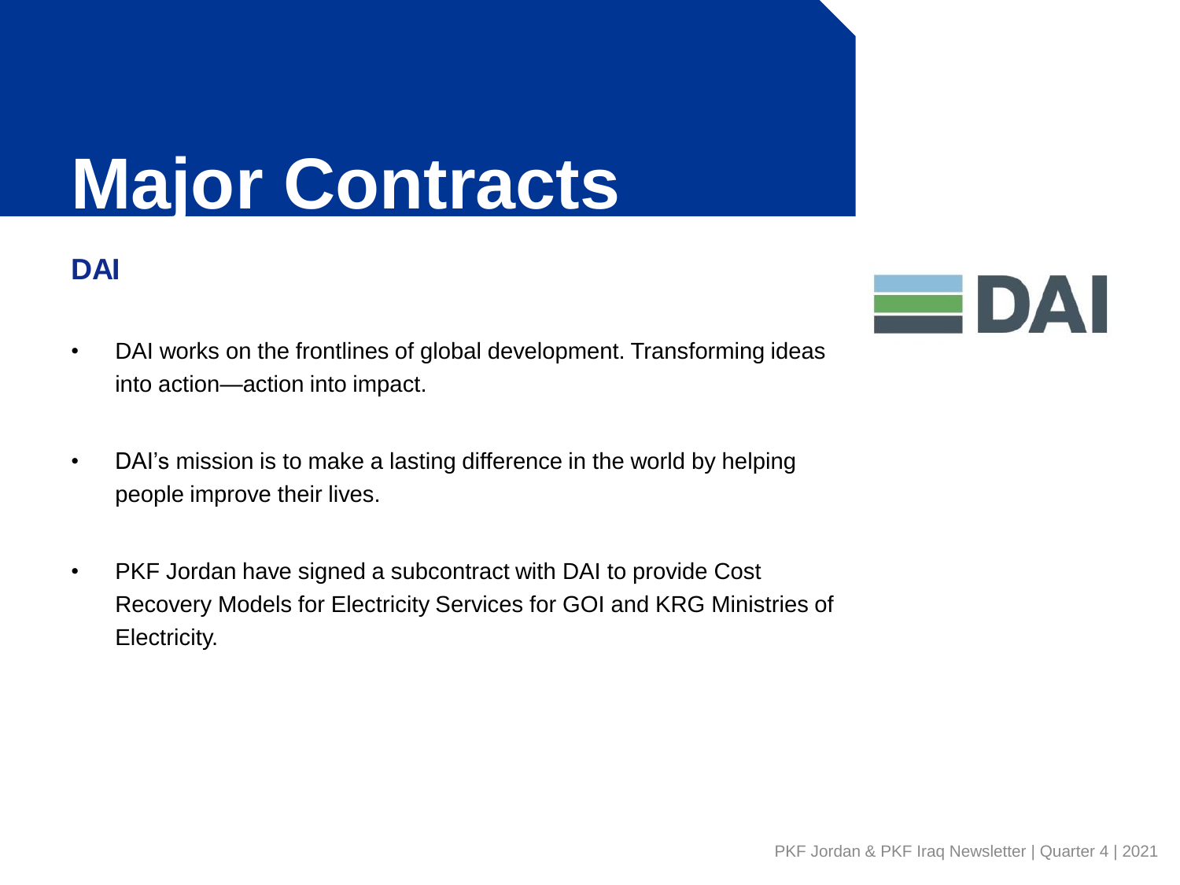# Major Contracts

## DAI

- DAI works on the frontlines of global development. Transforming ideas into action—action into impact.
- DAI's mission is to make a lasting difference in the world by helping people improve their lives.
- PKF Jordan have signed a subcontract with DAI to provide Cost Recovery Models for Electricity Services for GOI and KRG Ministries of Electricity.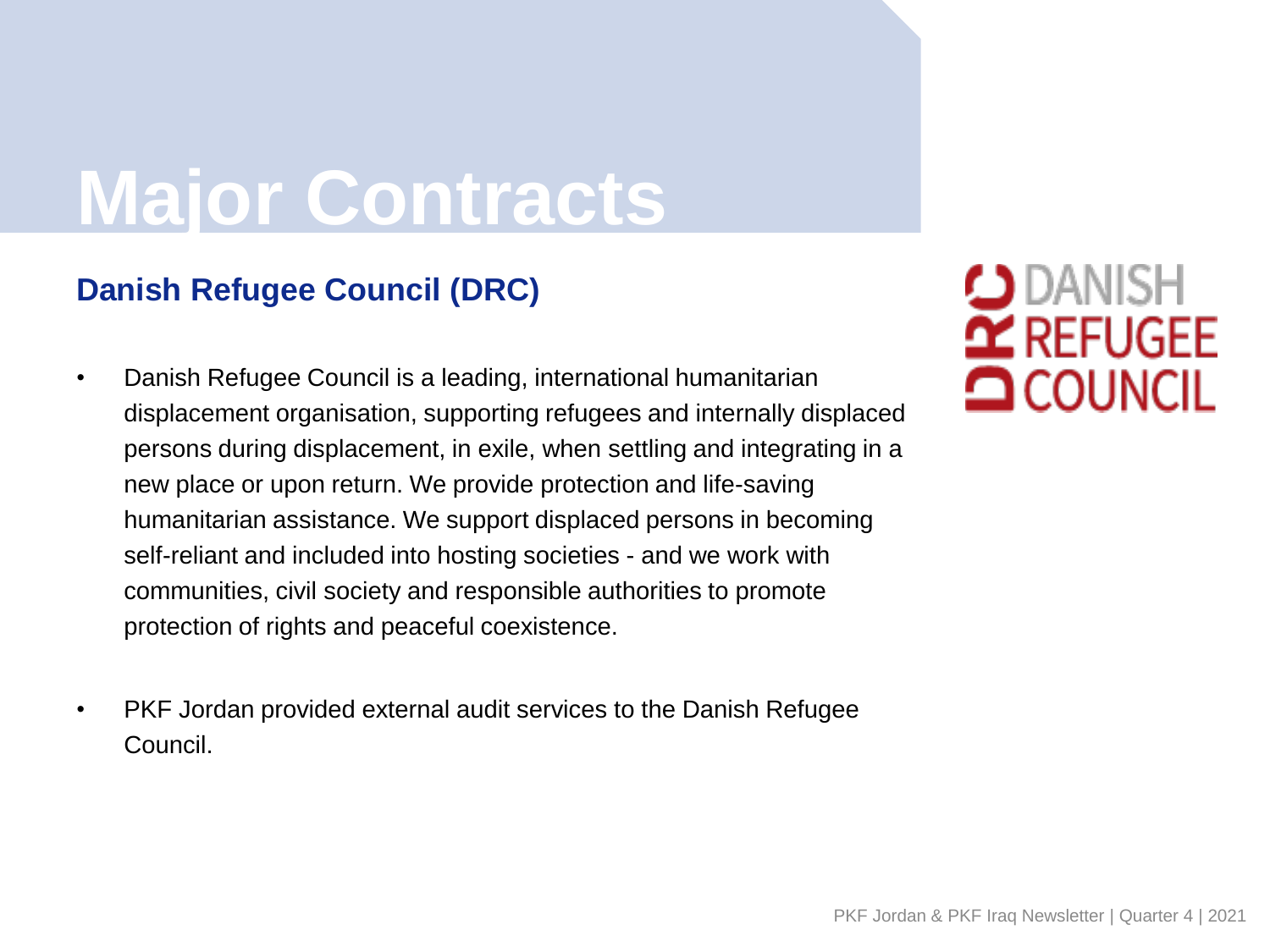# Major Contracts

## Danish Refugee Council (DRC)

- Danish Refugee Council is a leading, international humanitarian displacement organisation, supporting refugees and internally displaced persons during displacement, in exile, when settling and integrating in a new place or upon return. We provide protection and life-saving humanitarian assistance. We support displaced persons in becoming self-reliant and included into hosting societies - and we work with communities, civil society and responsible authorities to promote protection of rights and peaceful coexistence.

- PKF Jordan provided external audit services to the Danish Refugee Council.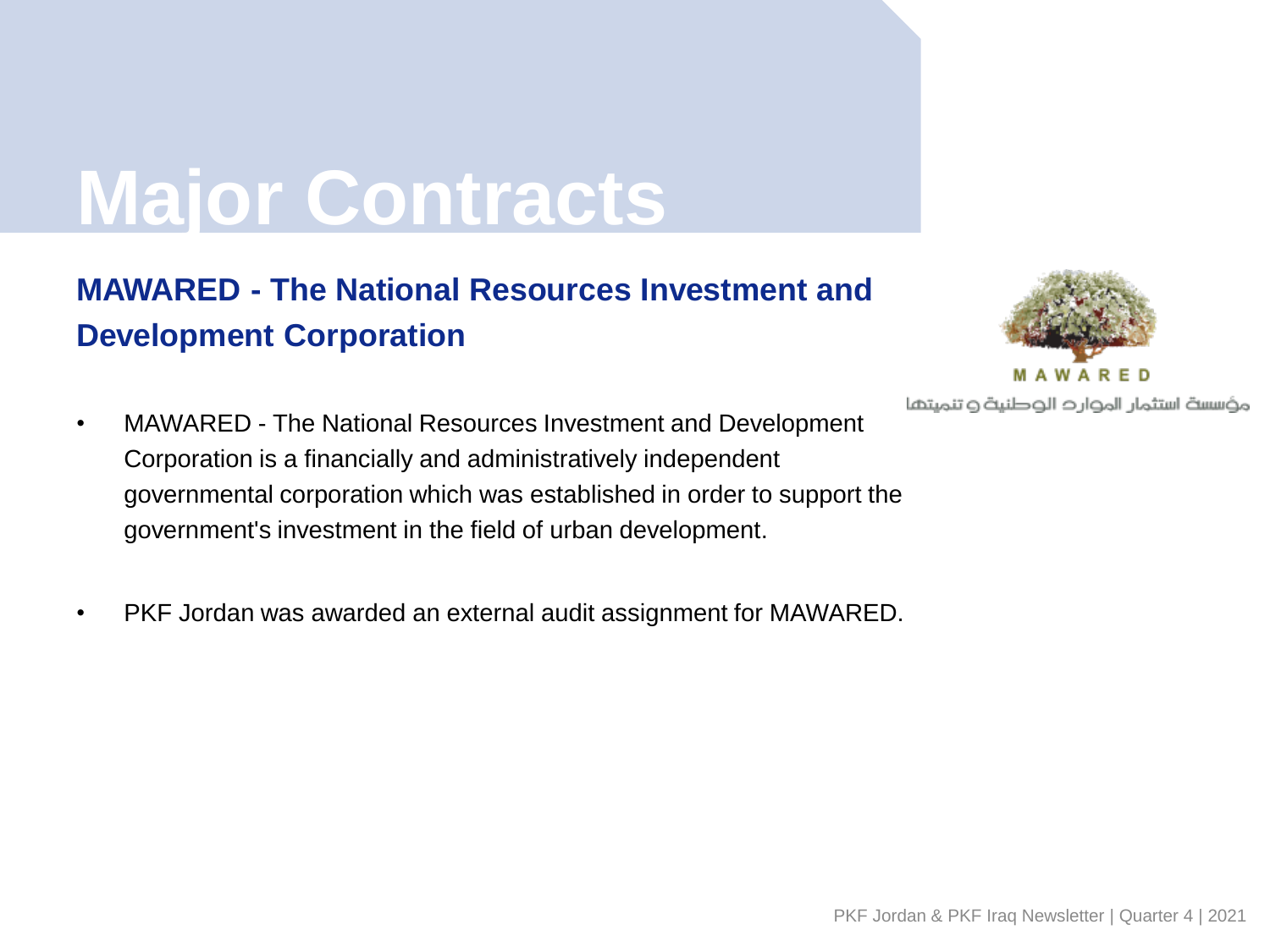# Major Contracts

## MAWARED - The National Resources Investment and Development Corporation

MAWARED

مؤسسة استثمار الموارد الوطنية و تنميتها

- MAWARED - The National Resources Investment and Development Corporation is a financially and administratively independent governmental corporation which was established in order to support the government's investment in the field of urban development.

- PKF Jordan was awarded an external audit assignment for MAWARED.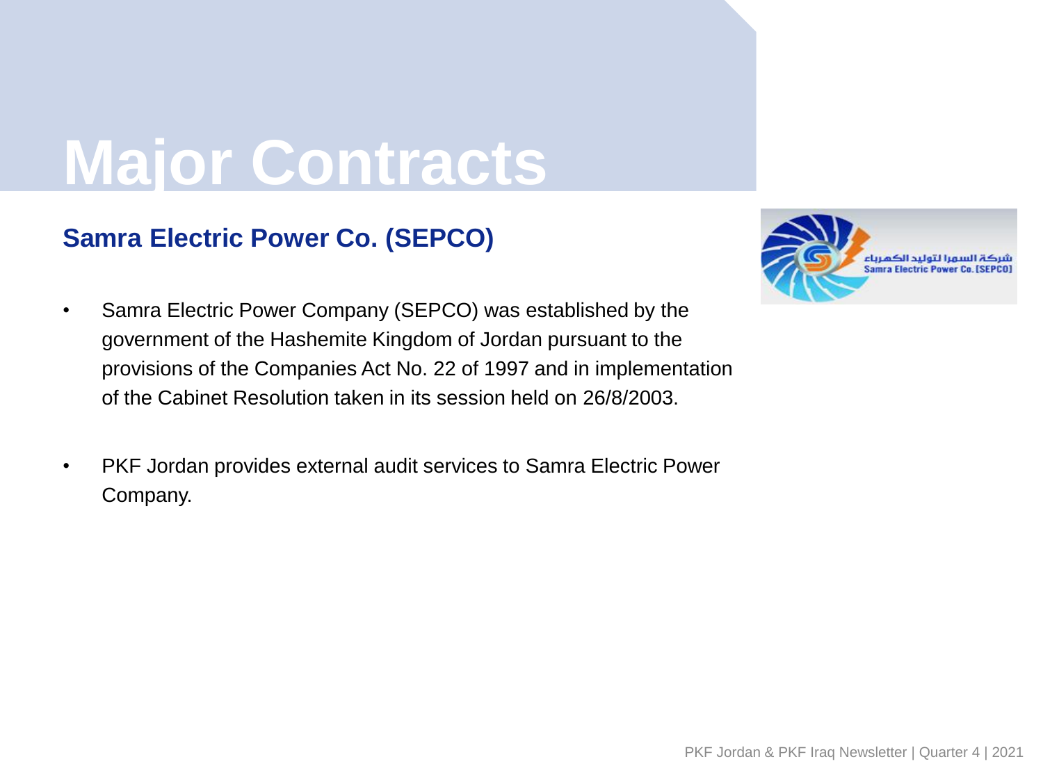# Major Contracts

## Samra Electric Power Co. (SEPCO)

- Samra Electric Power Company (SEPCO) was established by the government of the Hashemite Kingdom of Jordan pursuant to the provisions of the Companies Act No. 22 of 1997 and in implementation of the Cabinet Resolution taken in its session held on 26/8/2003.

- PKF Jordan provides external audit services to Samra Electric Power Company.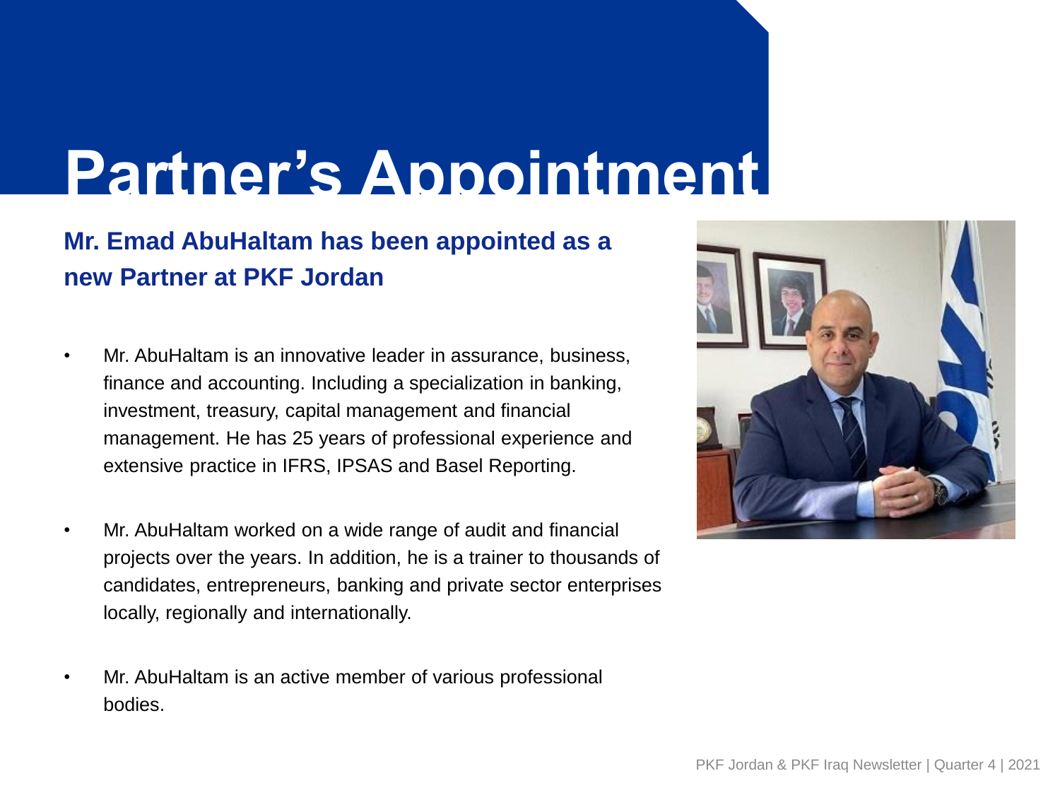# Partner's Appointment

## Mr. Emad AbuHaltam has been appointed as a new Partner at PKF Jordan

- Mr. AbuHaltam is an innovative leader in assurance, business, finance and accounting. Including a specialization in banking, investment, treasury, capital management and financial management. He has 25 years of professional experience and extensive practice in IFRS, IPSAS and Basel Reporting.

- Mr. AbuHaltam worked on a wide range of audit and financial projects over the years. In addition, he is a trainer to thousands of candidates, entrepreneurs, banking and private sector enterprises locally, regionally and internationally.

- Mr. AbuHaltam is an active member of various professional bodies.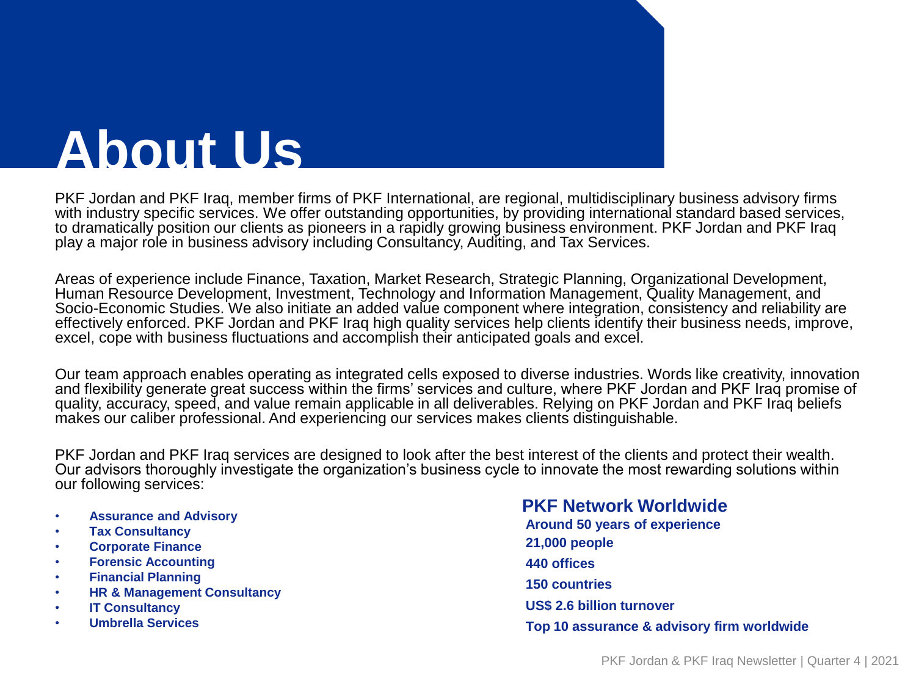# About Us

PKF Jordan and PKF Iraq, member firms of PKF International, are regional, multidisciplinary business advisory firms with industry specific services. We offer outstanding opportunities, by providing international standard based services, to dramatically position our clients as pioneers in a rapidly growing business environment. PKF Jordan and PKF Iraq play a major role in business advisory including Consultancy, Auditing, and Tax Services.

Areas of experience include Finance, Taxation, Market Research, Strategic Planning, Organizational Development, Human Resource Development, Investment, Technology and Information Management, Quality Management, and Socio-Economic Studies. We also initiate an added value component where integration, consistency and reliability are effectively enforced. PKF Jordan and PKF Iraq high quality services help clients identify their business needs, improve, excel, cope with business fluctuations and accomplish their anticipated goals and excel.

Our team approach enables operating as integrated cells exposed to diverse industries. Words like creativity, innovation and flexibility generate great success within the firms' services and culture, where PKF Jordan and PKF Iraq promise of quality, accuracy, speed, and value remain applicable in all deliverables. Relying on PKF Jordan and PKF Iraq beliefs makes our caliber professional. And experiencing our services makes clients distinguishable.

PKF Jordan and PKF Iraq services are designed to look after the best interest of the clients and protect their wealth. Our advisors thoroughly investigate the organization's business cycle to innovate the most rewarding solutions within our following services:

- **Assurance and Advisory**
- **Tax Consultancy**
- **Corporate Finance**
- **Forensic Accounting**
- **Financial Planning**
- **HR & Management Consultancy**
- **IT Consultancy**
- **Umbrella Services**

## PKF Network Worldwide

**Around 50 years of experience**

**21,000 people**

**440 offices**

**150 countries**

**US$ 2.6 billion turnover**

**Top 10 assurance & advisory firm worldwide**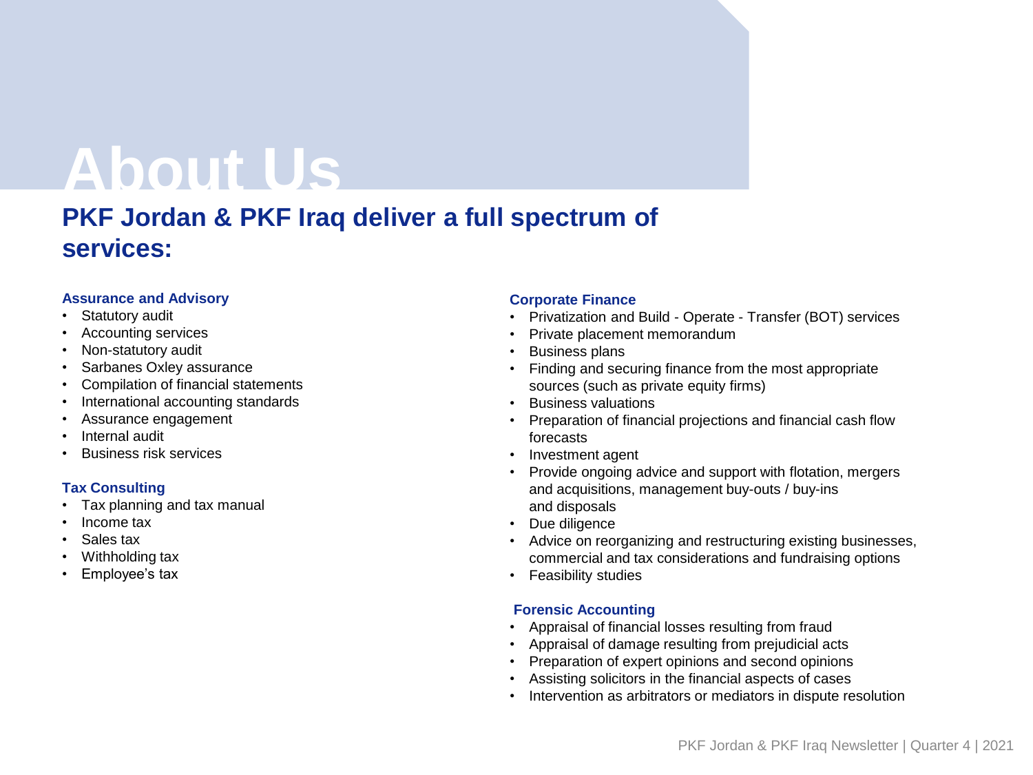# About Us

## PKF Jordan & PKF Iraq deliver a full spectrum of services:

### Assurance and Advisory

- Statutory audit
- Accounting services
- Non-statutory audit
- Sarbanes Oxley assurance
- Compilation of financial statements
- International accounting standards
- Assurance engagement
- Internal audit
- Business risk services

### Tax Consulting

- Tax planning and tax manual
- Income tax
- Sales tax
- Withholding tax
- Employee's tax

### Corporate Finance

- Privatization and Build - Operate - Transfer (BOT) services
- Private placement memorandum
- Business plans
- Finding and securing finance from the most appropriate sources (such as private equity firms)
- Business valuations
- Preparation of financial projections and financial cash flow forecasts
- Investment agent
- Provide ongoing advice and support with flotation, mergers and acquisitions, management buy-outs / buy-ins and disposals
- Due diligence
- Advice on reorganizing and restructuring existing businesses, commercial and tax considerations and fundraising options
- Feasibility studies

### Forensic Accounting

- Appraisal of financial losses resulting from fraud
- Appraisal of damage resulting from prejudicial acts
- Preparation of expert opinions and second opinions
- Assisting solicitors in the financial aspects of cases
- Intervention as arbitrators or mediators in dispute resolution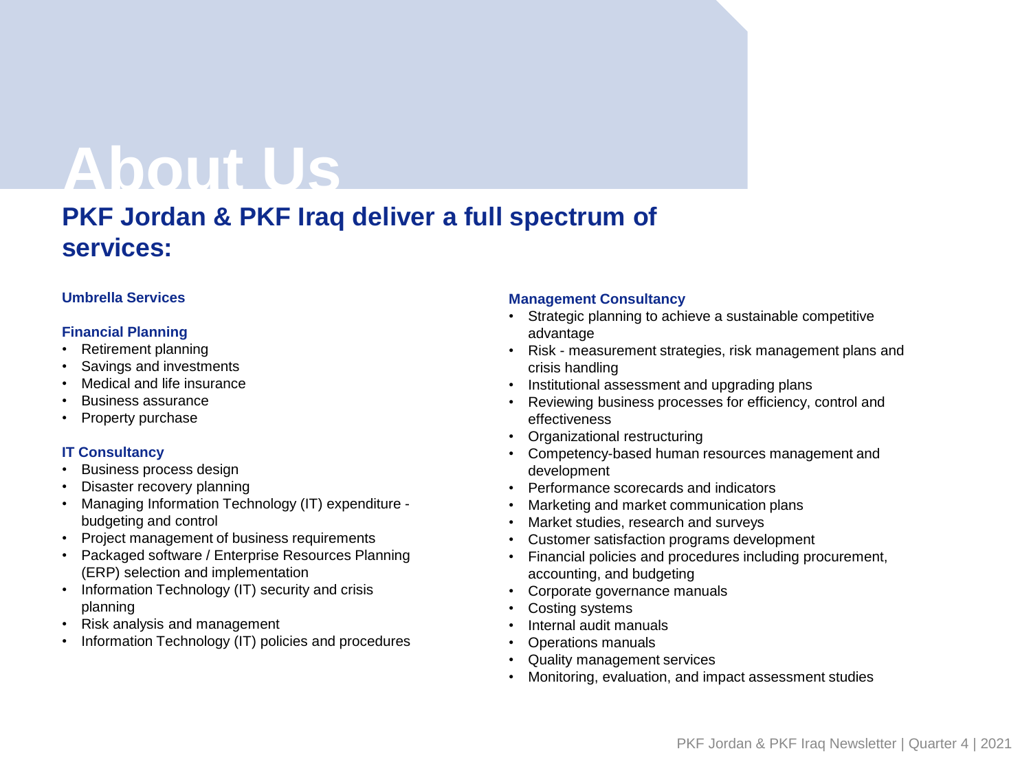# About Us

## PKF Jordan & PKF Iraq deliver a full spectrum of services:

**Umbrella Services**

**Financial Planning**

- Retirement planning
- Savings and investments
- Medical and life insurance
- Business assurance
- Property purchase

**IT Consultancy**

- Business process design
- Disaster recovery planning
- Managing Information Technology (IT) expenditure - budgeting and control
- Project management of business requirements
- Packaged software / Enterprise Resources Planning (ERP) selection and implementation
- Information Technology (IT) security and crisis planning
- Risk analysis and management
- Information Technology (IT) policies and procedures

**Management Consultancy**

- Strategic planning to achieve a sustainable competitive advantage
- Risk - measurement strategies, risk management plans and crisis handling
- Institutional assessment and upgrading plans
- Reviewing business processes for efficiency, control and effectiveness
- Organizational restructuring
- Competency-based human resources management and development
- Performance scorecards and indicators
- Marketing and market communication plans
- Market studies, research and surveys
- Customer satisfaction programs development
- Financial policies and procedures including procurement, accounting, and budgeting
- Corporate governance manuals
- Costing systems
- Internal audit manuals
- Operations manuals
- Quality management services
- Monitoring, evaluation, and impact assessment studies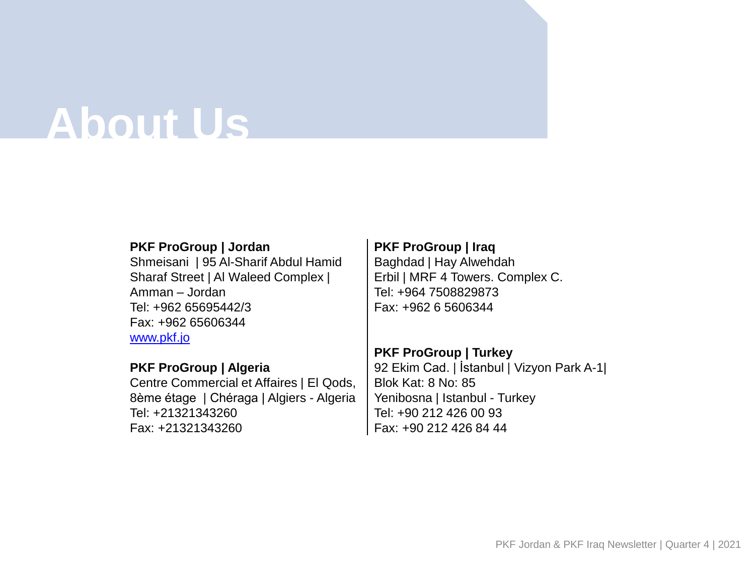# About Us

**PKF ProGroup | Jordan**
Shmeisani | 95 Al-Sharif Abdul Hamid Sharaf Street | Al Waleed Complex | Amman – Jordan
Tel: +962 65695442/3
Fax: +962 65606344
www.pkf.jo

**PKF ProGroup | Algeria**
Centre Commercial et Affaires | El Qods, 8ème étage | Chéraga | Algiers - Algeria
Tel: +21321343260
Fax: +21321343260

**PKF ProGroup | Iraq**
Baghdad | Hay Alwehdah
Erbil | MRF 4 Towers. Complex C.
Tel: +964 7508829873
Fax: +962 6 5606344

**PKF ProGroup | Turkey**
92 Ekim Cad. | İstanbul | Vizyon Park A-1| Blok Kat: 8 No: 85
Yenibosna | Istanbul - Turkey
Tel: +90 212 426 00 93
Fax: +90 212 426 84 44